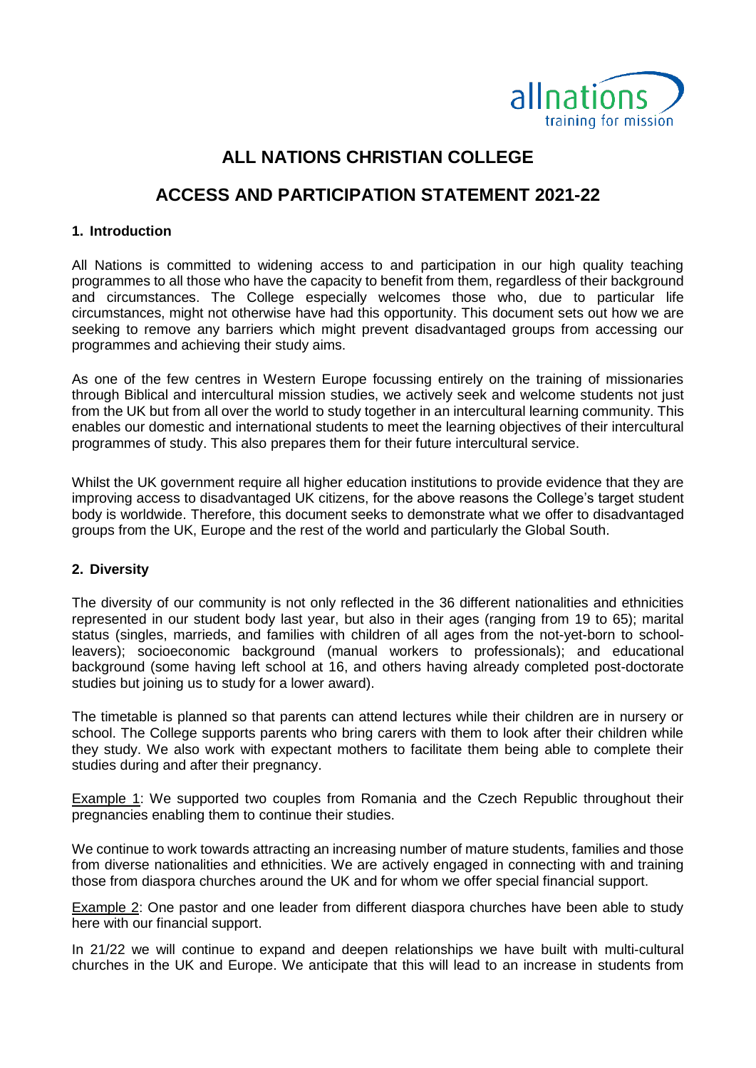# ALL NATIONS CHRISTIAN COLLEGE

## ACCESS AND PARTICIPATION STATEMENT 2021-22

### 1. Introduction

All Nations is committed to widening access to and participation in our high quality teaching programmes to all those who have the capacity to benefit from them, regardless of their background and circumstances. The College especially welcomes those who, due to particular life circumstances, might not otherwise have had this opportunity. This document sets out how we are seeking to remove any barriers which might prevent disadvantaged groups from accessing our programmes and achieving their study aims.

As one of the few centres in Western Europe focussing entirely on the training of missionaries through Biblical and intercultural mission studies, we actively seek and welcome students not just from the UK but from all over the world to study together in an intercultural learning community. This enables our domestic and international students to meet the learning objectives of their intercultural programmes of study. This also prepares them for their future intercultural service.

Whilst the UK government require all higher education institutions to provide evidence that they are improving access to disadvantaged UK citizens, for the above reasons the College's target student body is worldwide. Therefore, this document seeks to demonstrate what we offer to disadvantaged groups from the UK, Europe and the rest of the world and particularly the Global South.

### 2. Diversity

The diversity of our community is not only reflected in the 36 different nationalities and ethnicities represented in our student body last year, but also in their ages (ranging from 19 to 65); marital status (singles, marrieds, and families with children of all ages from the not-yet-born to school-leavers); socioeconomic background (manual workers to professionals); and educational background (some having left school at 16, and others having already completed post-doctorate studies but joining us to study for a lower award).

The timetable is planned so that parents can attend lectures while their children are in nursery or school. The College supports parents who bring carers with them to look after their children while they study. We also work with expectant mothers to facilitate them being able to complete their studies during and after their pregnancy.

Example 1: We supported two couples from Romania and the Czech Republic throughout their pregnancies enabling them to continue their studies.

We continue to work towards attracting an increasing number of mature students, families and those from diverse nationalities and ethnicities. We are actively engaged in connecting with and training those from diaspora churches around the UK and for whom we offer special financial support.

Example 2: One pastor and one leader from different diaspora churches have been able to study here with our financial support.

In 21/22 we will continue to expand and deepen relationships we have built with multi-cultural churches in the UK and Europe. We anticipate that this will lead to an increase in students from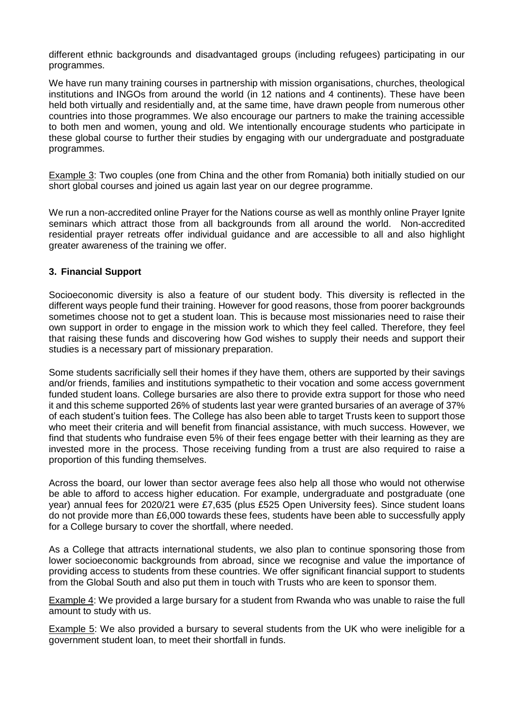different ethnic backgrounds and disadvantaged groups (including refugees) participating in our programmes.

We have run many training courses in partnership with mission organisations, churches, theological institutions and INGOs from around the world (in 12 nations and 4 continents). These have been held both virtually and residentially and, at the same time, have drawn people from numerous other countries into those programmes. We also encourage our partners to make the training accessible to both men and women, young and old. We intentionally encourage students who participate in these global course to further their studies by engaging with our undergraduate and postgraduate programmes.

Example 3: Two couples (one from China and the other from Romania) both initially studied on our short global courses and joined us again last year on our degree programme.

We run a non-accredited online Prayer for the Nations course as well as monthly online Prayer Ignite seminars which attract those from all backgrounds from all around the world. Non-accredited residential prayer retreats offer individual guidance and are accessible to all and also highlight greater awareness of the training we offer.

### 3. Financial Support

Socioeconomic diversity is also a feature of our student body. This diversity is reflected in the different ways people fund their training. However for good reasons, those from poorer backgrounds sometimes choose not to get a student loan. This is because most missionaries need to raise their own support in order to engage in the mission work to which they feel called. Therefore, they feel that raising these funds and discovering how God wishes to supply their needs and support their studies is a necessary part of missionary preparation.

Some students sacrificially sell their homes if they have them, others are supported by their savings and/or friends, families and institutions sympathetic to their vocation and some access government funded student loans. College bursaries are also there to provide extra support for those who need it and this scheme supported 26% of students last year were granted bursaries of an average of 37% of each student's tuition fees. The College has also been able to target Trusts keen to support those who meet their criteria and will benefit from financial assistance, with much success. However, we find that students who fundraise even 5% of their fees engage better with their learning as they are invested more in the process. Those receiving funding from a trust are also required to raise a proportion of this funding themselves.

Across the board, our lower than sector average fees also help all those who would not otherwise be able to afford to access higher education. For example, undergraduate and postgraduate (one year) annual fees for 2020/21 were £7,635 (plus £525 Open University fees). Since student loans do not provide more than £6,000 towards these fees, students have been able to successfully apply for a College bursary to cover the shortfall, where needed.

As a College that attracts international students, we also plan to continue sponsoring those from lower socioeconomic backgrounds from abroad, since we recognise and value the importance of providing access to students from these countries. We offer significant financial support to students from the Global South and also put them in touch with Trusts who are keen to sponsor them.

Example 4: We provided a large bursary for a student from Rwanda who was unable to raise the full amount to study with us.

Example 5: We also provided a bursary to several students from the UK who were ineligible for a government student loan, to meet their shortfall in funds.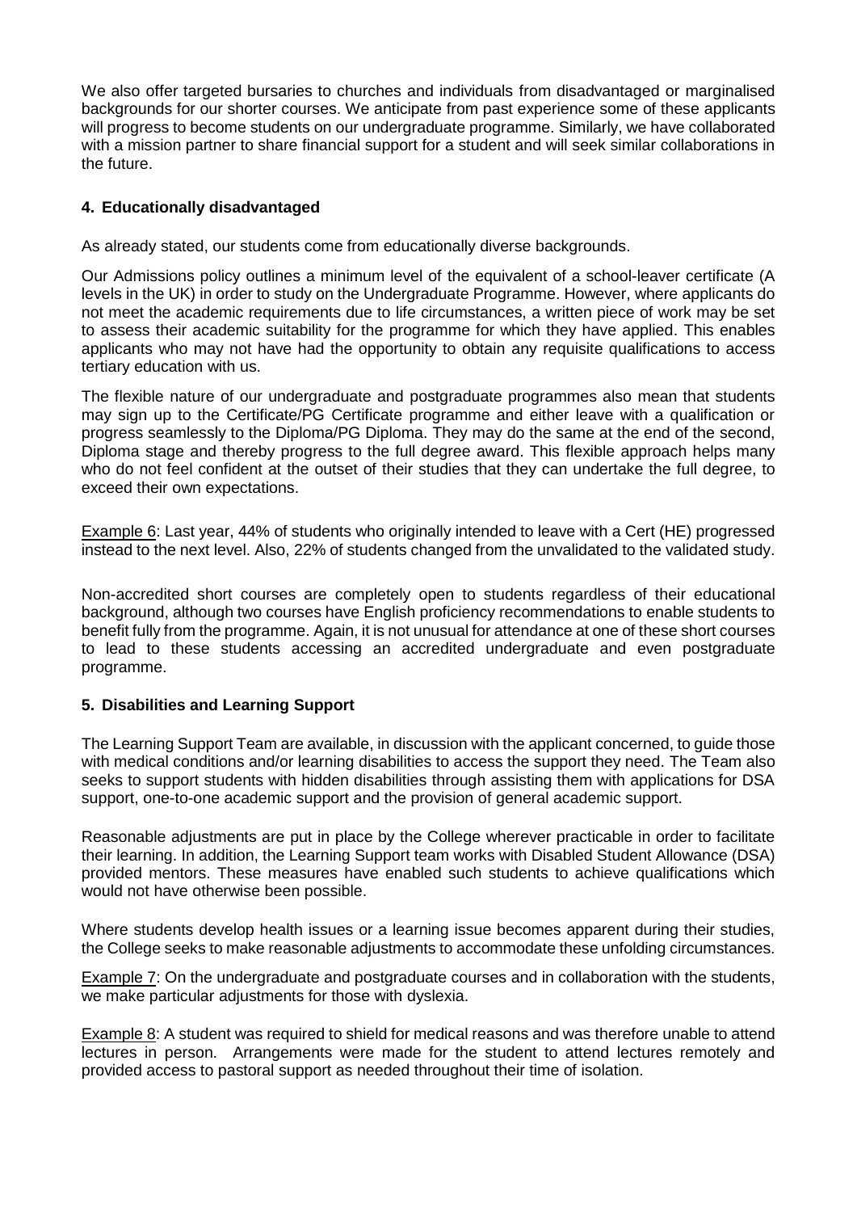We also offer targeted bursaries to churches and individuals from disadvantaged or marginalised backgrounds for our shorter courses. We anticipate from past experience some of these applicants will progress to become students on our undergraduate programme. Similarly, we have collaborated with a mission partner to share financial support for a student and will seek similar collaborations in the future.

## 4. Educationally disadvantaged

As already stated, our students come from educationally diverse backgrounds.

Our Admissions policy outlines a minimum level of the equivalent of a school-leaver certificate (A levels in the UK) in order to study on the Undergraduate Programme. However, where applicants do not meet the academic requirements due to life circumstances, a written piece of work may be set to assess their academic suitability for the programme for which they have applied. This enables applicants who may not have had the opportunity to obtain any requisite qualifications to access tertiary education with us.

The flexible nature of our undergraduate and postgraduate programmes also mean that students may sign up to the Certificate/PG Certificate programme and either leave with a qualification or progress seamlessly to the Diploma/PG Diploma. They may do the same at the end of the second, Diploma stage and thereby progress to the full degree award. This flexible approach helps many who do not feel confident at the outset of their studies that they can undertake the full degree, to exceed their own expectations.

<u>Example 6</u>: Last year, 44% of students who originally intended to leave with a Cert (HE) progressed instead to the next level. Also, 22% of students changed from the unvalidated to the validated study.

Non-accredited short courses are completely open to students regardless of their educational background, although two courses have English proficiency recommendations to enable students to benefit fully from the programme. Again, it is not unusual for attendance at one of these short courses to lead to these students accessing an accredited undergraduate and even postgraduate programme.

## 5. Disabilities and Learning Support

The Learning Support Team are available, in discussion with the applicant concerned, to guide those with medical conditions and/or learning disabilities to access the support they need. The Team also seeks to support students with hidden disabilities through assisting them with applications for DSA support, one-to-one academic support and the provision of general academic support.

Reasonable adjustments are put in place by the College wherever practicable in order to facilitate their learning. In addition, the Learning Support team works with Disabled Student Allowance (DSA) provided mentors. These measures have enabled such students to achieve qualifications which would not have otherwise been possible.

Where students develop health issues or a learning issue becomes apparent during their studies, the College seeks to make reasonable adjustments to accommodate these unfolding circumstances.

<u>Example 7</u>: On the undergraduate and postgraduate courses and in collaboration with the students, we make particular adjustments for those with dyslexia.

<u>Example 8</u>: A student was required to shield for medical reasons and was therefore unable to attend lectures in person. Arrangements were made for the student to attend lectures remotely and provided access to pastoral support as needed throughout their time of isolation.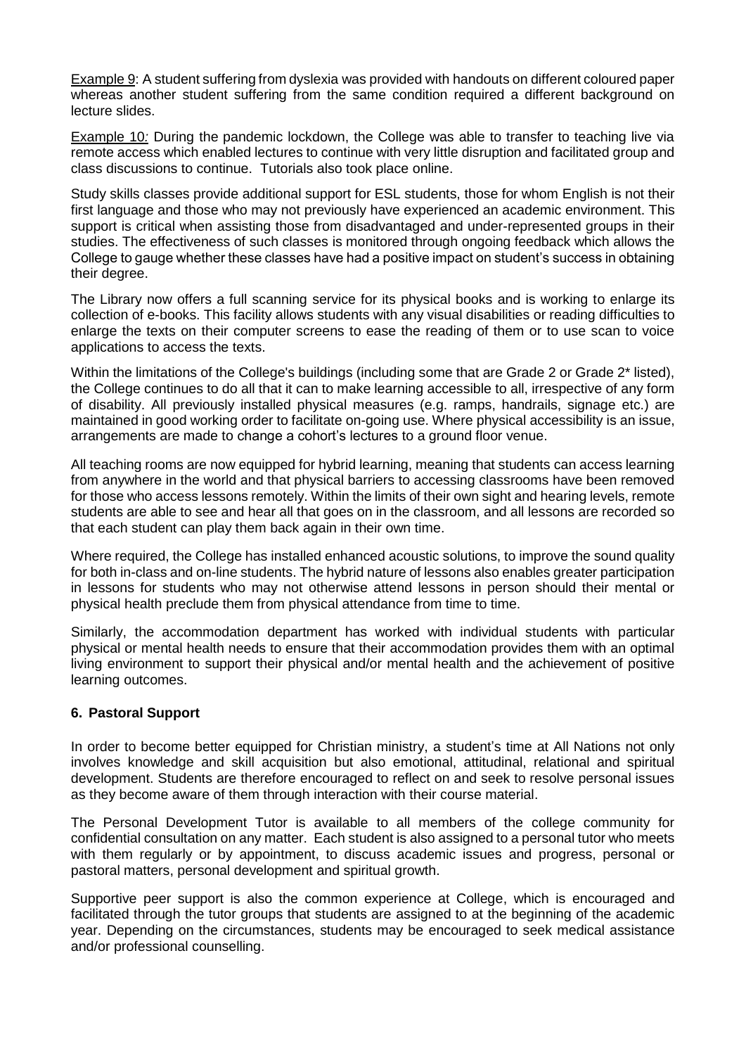Example 9: A student suffering from dyslexia was provided with handouts on different coloured paper whereas another student suffering from the same condition required a different background on lecture slides.

Example 10: During the pandemic lockdown, the College was able to transfer to teaching live via remote access which enabled lectures to continue with very little disruption and facilitated group and class discussions to continue. Tutorials also took place online.

Study skills classes provide additional support for ESL students, those for whom English is not their first language and those who may not previously have experienced an academic environment. This support is critical when assisting those from disadvantaged and under-represented groups in their studies. The effectiveness of such classes is monitored through ongoing feedback which allows the College to gauge whether these classes have had a positive impact on student's success in obtaining their degree.

The Library now offers a full scanning service for its physical books and is working to enlarge its collection of e-books. This facility allows students with any visual disabilities or reading difficulties to enlarge the texts on their computer screens to ease the reading of them or to use scan to voice applications to access the texts.

Within the limitations of the College's buildings (including some that are Grade 2 or Grade 2* listed), the College continues to do all that it can to make learning accessible to all, irrespective of any form of disability. All previously installed physical measures (e.g. ramps, handrails, signage etc.) are maintained in good working order to facilitate on-going use. Where physical accessibility is an issue, arrangements are made to change a cohort's lectures to a ground floor venue.

All teaching rooms are now equipped for hybrid learning, meaning that students can access learning from anywhere in the world and that physical barriers to accessing classrooms have been removed for those who access lessons remotely. Within the limits of their own sight and hearing levels, remote students are able to see and hear all that goes on in the classroom, and all lessons are recorded so that each student can play them back again in their own time.

Where required, the College has installed enhanced acoustic solutions, to improve the sound quality for both in-class and on-line students. The hybrid nature of lessons also enables greater participation in lessons for students who may not otherwise attend lessons in person should their mental or physical health preclude them from physical attendance from time to time.

Similarly, the accommodation department has worked with individual students with particular physical or mental health needs to ensure that their accommodation provides them with an optimal living environment to support their physical and/or mental health and the achievement of positive learning outcomes.

## 6. Pastoral Support

In order to become better equipped for Christian ministry, a student's time at All Nations not only involves knowledge and skill acquisition but also emotional, attitudinal, relational and spiritual development. Students are therefore encouraged to reflect on and seek to resolve personal issues as they become aware of them through interaction with their course material.

The Personal Development Tutor is available to all members of the college community for confidential consultation on any matter. Each student is also assigned to a personal tutor who meets with them regularly or by appointment, to discuss academic issues and progress, personal or pastoral matters, personal development and spiritual growth.

Supportive peer support is also the common experience at College, which is encouraged and facilitated through the tutor groups that students are assigned to at the beginning of the academic year. Depending on the circumstances, students may be encouraged to seek medical assistance and/or professional counselling.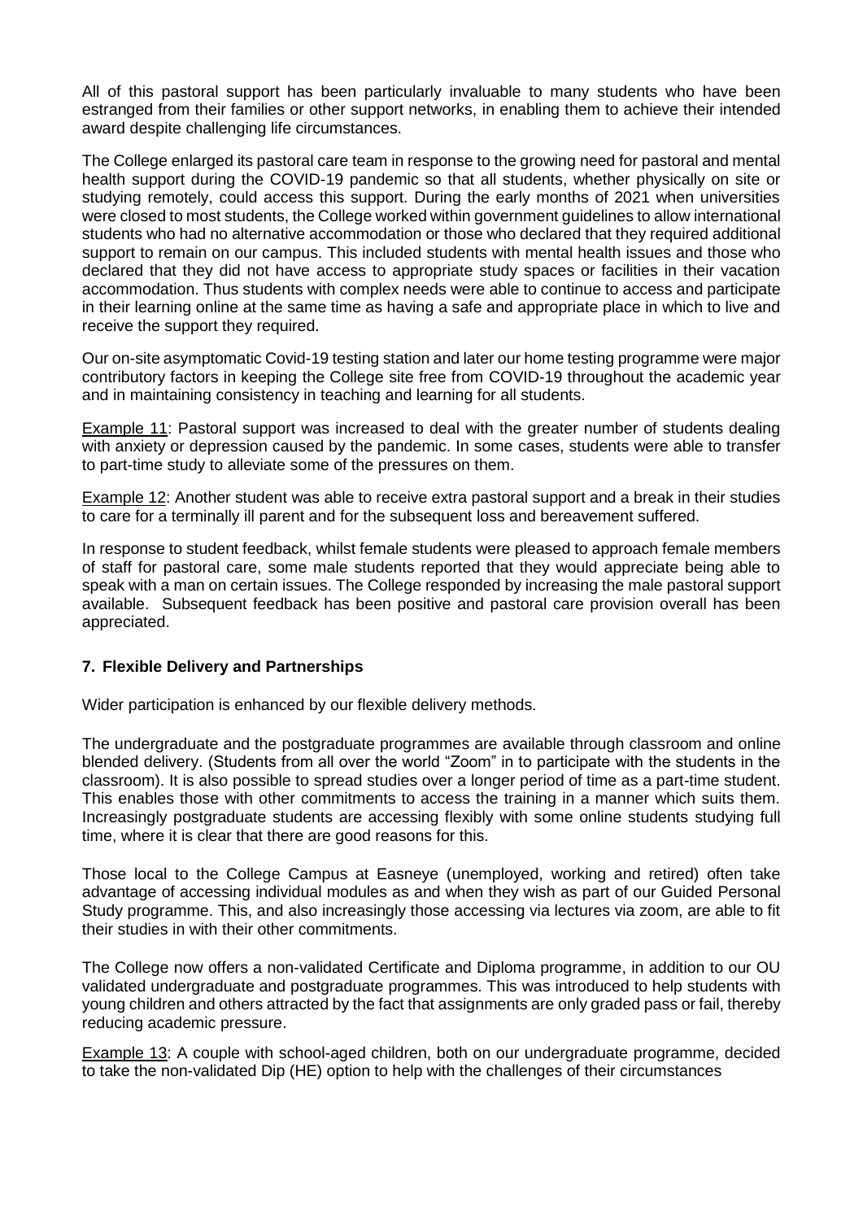All of this pastoral support has been particularly invaluable to many students who have been estranged from their families or other support networks, in enabling them to achieve their intended award despite challenging life circumstances.

The College enlarged its pastoral care team in response to the growing need for pastoral and mental health support during the COVID-19 pandemic so that all students, whether physically on site or studying remotely, could access this support. During the early months of 2021 when universities were closed to most students, the College worked within government guidelines to allow international students who had no alternative accommodation or those who declared that they required additional support to remain on our campus. This included students with mental health issues and those who declared that they did not have access to appropriate study spaces or facilities in their vacation accommodation. Thus students with complex needs were able to continue to access and participate in their learning online at the same time as having a safe and appropriate place in which to live and receive the support they required.

Our on-site asymptomatic Covid-19 testing station and later our home testing programme were major contributory factors in keeping the College site free from COVID-19 throughout the academic year and in maintaining consistency in teaching and learning for all students.

Example 11: Pastoral support was increased to deal with the greater number of students dealing with anxiety or depression caused by the pandemic. In some cases, students were able to transfer to part-time study to alleviate some of the pressures on them.

Example 12: Another student was able to receive extra pastoral support and a break in their studies to care for a terminally ill parent and for the subsequent loss and bereavement suffered.

In response to student feedback, whilst female students were pleased to approach female members of staff for pastoral care, some male students reported that they would appreciate being able to speak with a man on certain issues. The College responded by increasing the male pastoral support available. Subsequent feedback has been positive and pastoral care provision overall has been appreciated.

## 7. Flexible Delivery and Partnerships

Wider participation is enhanced by our flexible delivery methods.

The undergraduate and the postgraduate programmes are available through classroom and online blended delivery. (Students from all over the world "Zoom" in to participate with the students in the classroom). It is also possible to spread studies over a longer period of time as a part-time student. This enables those with other commitments to access the training in a manner which suits them. Increasingly postgraduate students are accessing flexibly with some online students studying full time, where it is clear that there are good reasons for this.

Those local to the College Campus at Easneye (unemployed, working and retired) often take advantage of accessing individual modules as and when they wish as part of our Guided Personal Study programme. This, and also increasingly those accessing via lectures via zoom, are able to fit their studies in with their other commitments.

The College now offers a non-validated Certificate and Diploma programme, in addition to our OU validated undergraduate and postgraduate programmes. This was introduced to help students with young children and others attracted by the fact that assignments are only graded pass or fail, thereby reducing academic pressure.

Example 13: A couple with school-aged children, both on our undergraduate programme, decided to take the non-validated Dip (HE) option to help with the challenges of their circumstances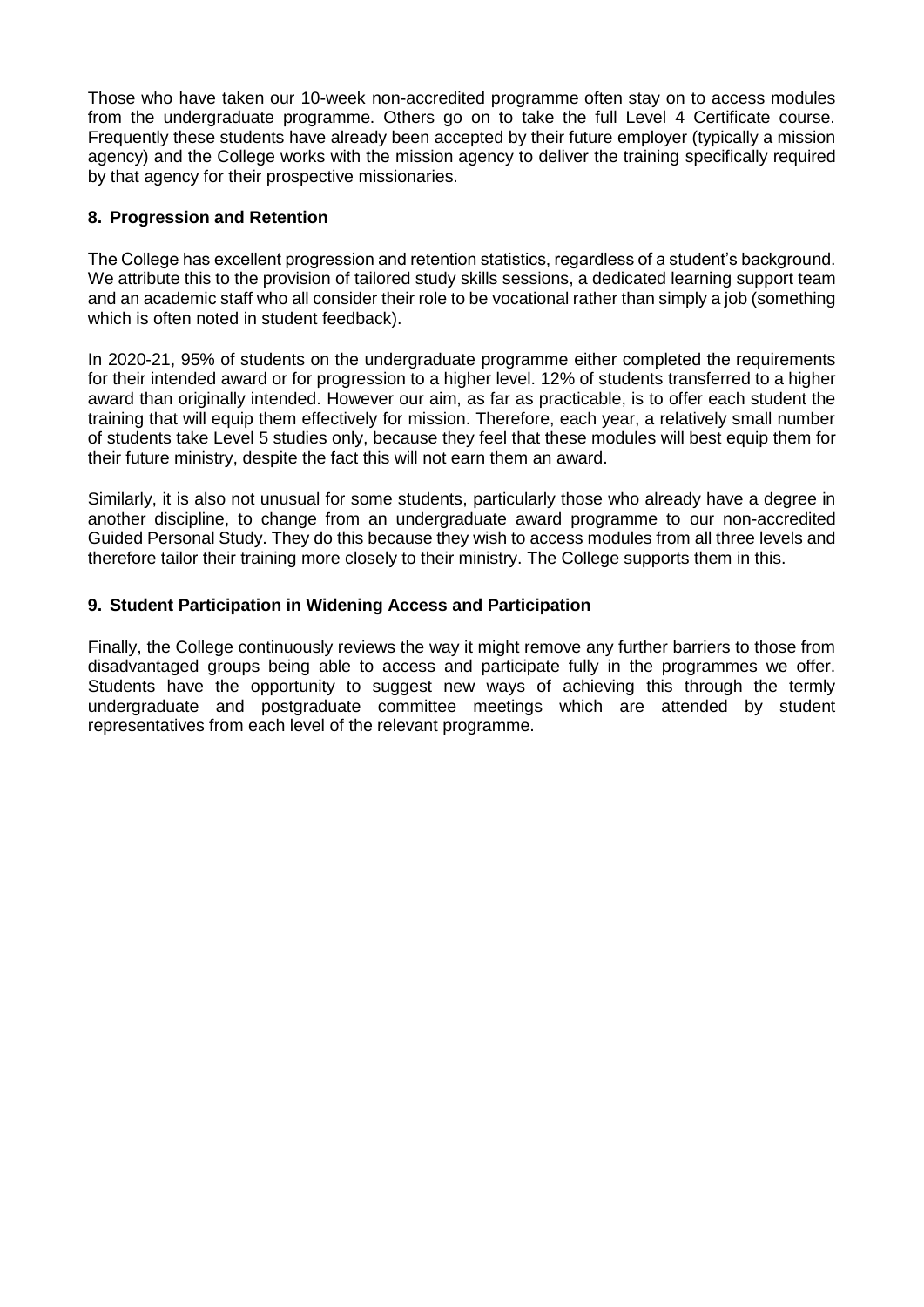Those who have taken our 10-week non-accredited programme often stay on to access modules from the undergraduate programme. Others go on to take the full Level 4 Certificate course. Frequently these students have already been accepted by their future employer (typically a mission agency) and the College works with the mission agency to deliver the training specifically required by that agency for their prospective missionaries.

## 8. Progression and Retention

The College has excellent progression and retention statistics, regardless of a student's background. We attribute this to the provision of tailored study skills sessions, a dedicated learning support team and an academic staff who all consider their role to be vocational rather than simply a job (something which is often noted in student feedback).

In 2020-21, 95% of students on the undergraduate programme either completed the requirements for their intended award or for progression to a higher level. 12% of students transferred to a higher award than originally intended. However our aim, as far as practicable, is to offer each student the training that will equip them effectively for mission. Therefore, each year, a relatively small number of students take Level 5 studies only, because they feel that these modules will best equip them for their future ministry, despite the fact this will not earn them an award.

Similarly, it is also not unusual for some students, particularly those who already have a degree in another discipline, to change from an undergraduate award programme to our non-accredited Guided Personal Study. They do this because they wish to access modules from all three levels and therefore tailor their training more closely to their ministry. The College supports them in this.

## 9. Student Participation in Widening Access and Participation

Finally, the College continuously reviews the way it might remove any further barriers to those from disadvantaged groups being able to access and participate fully in the programmes we offer. Students have the opportunity to suggest new ways of achieving this through the termly undergraduate and postgraduate committee meetings which are attended by student representatives from each level of the relevant programme.